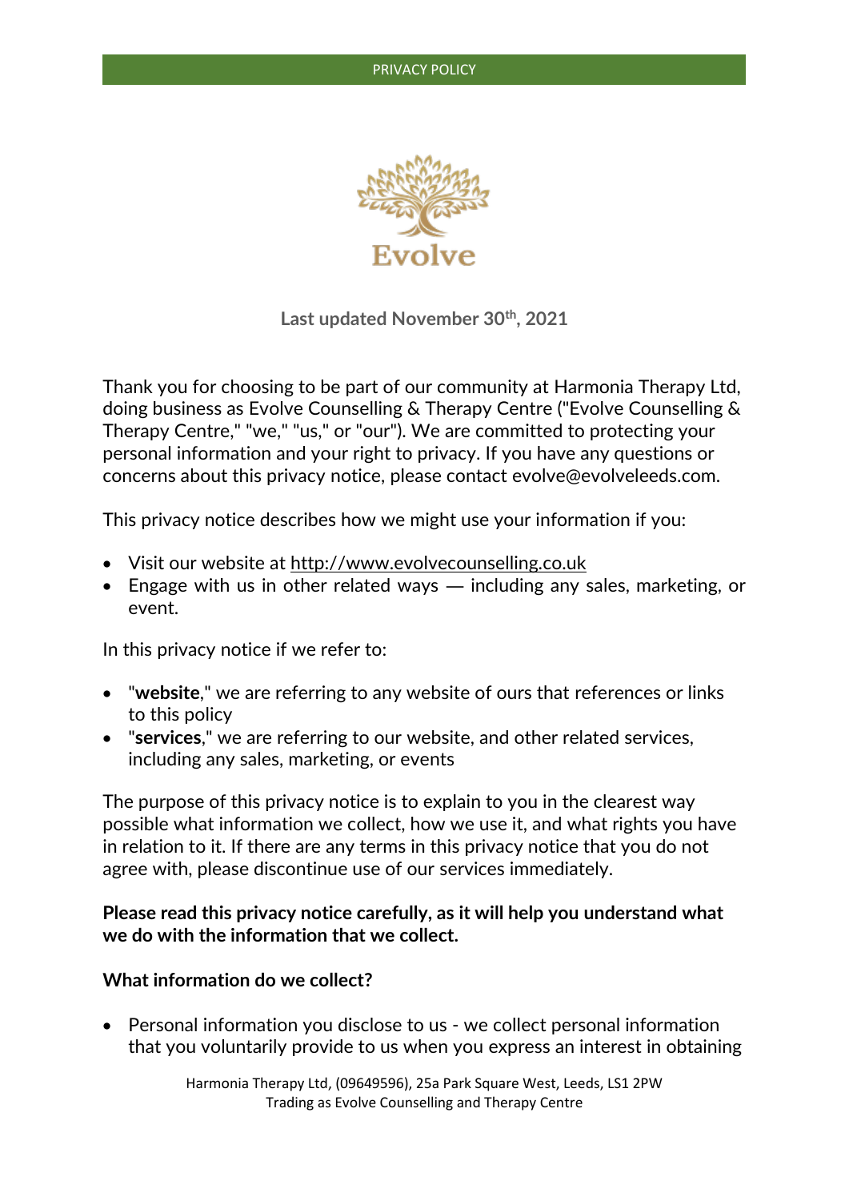Evolve

**Last updated November 30th, 2021**

Thank you for choosing to be part of our community at Harmonia Therapy Ltd, doing business as Evolve Counselling & Therapy Centre ("Evolve Counselling & Therapy Centre," "we," "us," or "our"). We are committed to protecting your personal information and your right to privacy. If you have any questions or concerns about this privacy notice, please contact evolve@evolveleeds.com.

This privacy notice describes how we might use your information if you:

- Visit our website at http://www.evolvecounselling.co.uk
- Engage with us in other related ways — including any sales, marketing, or event.

In this privacy notice if we refer to:

- "**website**," we are referring to any website of ours that references or links to this policy
- "**services**," we are referring to our website, and other related services, including any sales, marketing, or events

The purpose of this privacy notice is to explain to you in the clearest way possible what information we collect, how we use it, and what rights you have in relation to it. If there are any terms in this privacy notice that you do not agree with, please discontinue use of our services immediately.

**Please read this privacy notice carefully, as it will help you understand what we do with the information that we collect.**

**What information do we collect?**

- Personal information you disclose to us - we collect personal information that you voluntarily provide to us when you express an interest in obtaining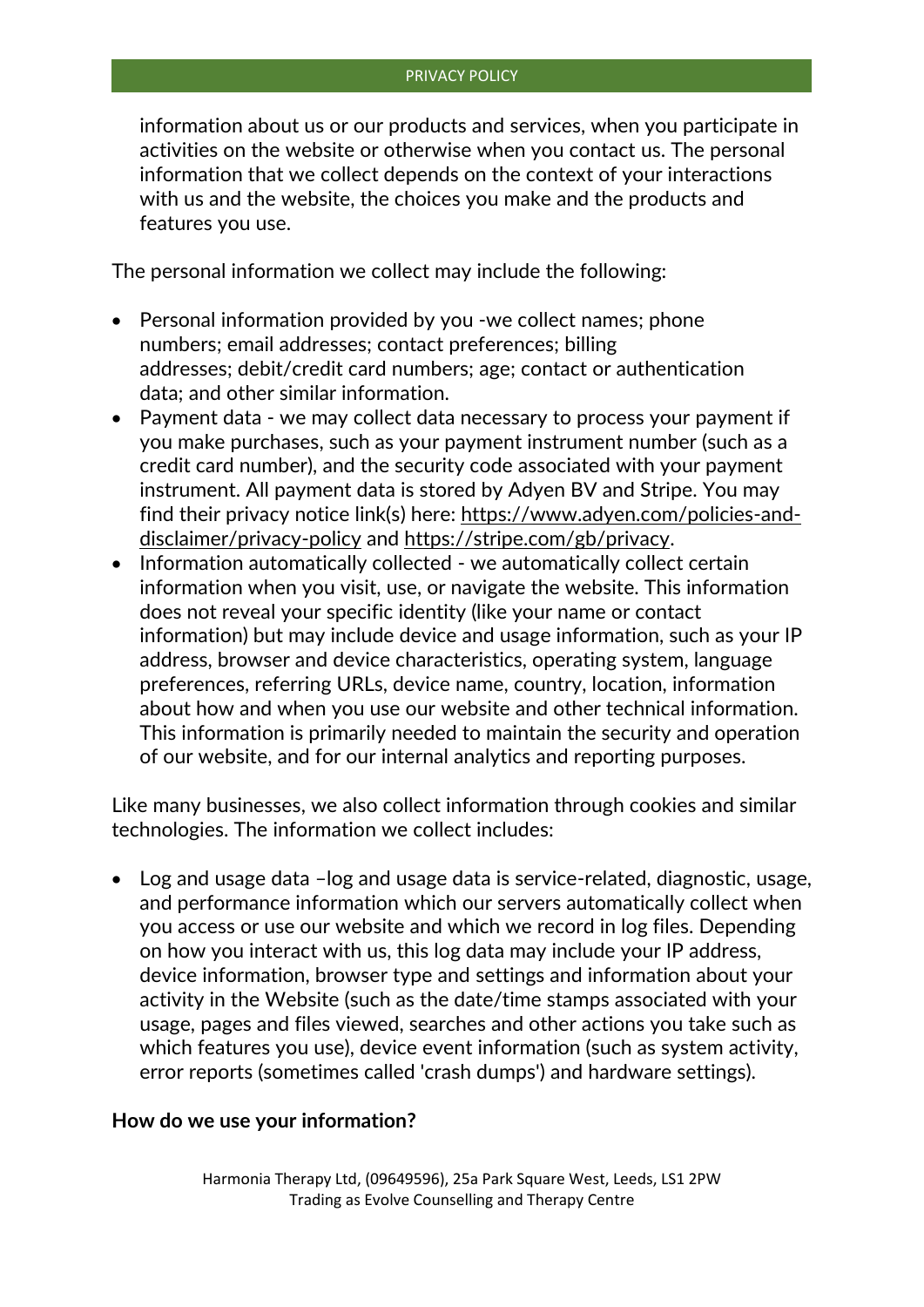information about us or our products and services, when you participate in activities on the website or otherwise when you contact us. The personal information that we collect depends on the context of your interactions with us and the website, the choices you make and the products and features you use.

The personal information we collect may include the following:

- Personal information provided by you -we collect names; phone numbers; email addresses; contact preferences; billing addresses; debit/credit card numbers; age; contact or authentication data; and other similar information.
- Payment data - we may collect data necessary to process your payment if you make purchases, such as your payment instrument number (such as a credit card number), and the security code associated with your payment instrument. All payment data is stored by Adyen BV and Stripe. You may find their privacy notice link(s) here: https://www.adyen.com/policies-and-disclaimer/privacy-policy and https://stripe.com/gb/privacy.
- Information automatically collected - we automatically collect certain information when you visit, use, or navigate the website. This information does not reveal your specific identity (like your name or contact information) but may include device and usage information, such as your IP address, browser and device characteristics, operating system, language preferences, referring URLs, device name, country, location, information about how and when you use our website and other technical information. This information is primarily needed to maintain the security and operation of our website, and for our internal analytics and reporting purposes.

Like many businesses, we also collect information through cookies and similar technologies. The information we collect includes:

- Log and usage data –log and usage data is service-related, diagnostic, usage, and performance information which our servers automatically collect when you access or use our website and which we record in log files. Depending on how you interact with us, this log data may include your IP address, device information, browser type and settings and information about your activity in the Website (such as the date/time stamps associated with your usage, pages and files viewed, searches and other actions you take such as which features you use), device event information (such as system activity, error reports (sometimes called 'crash dumps') and hardware settings).

**How do we use your information?**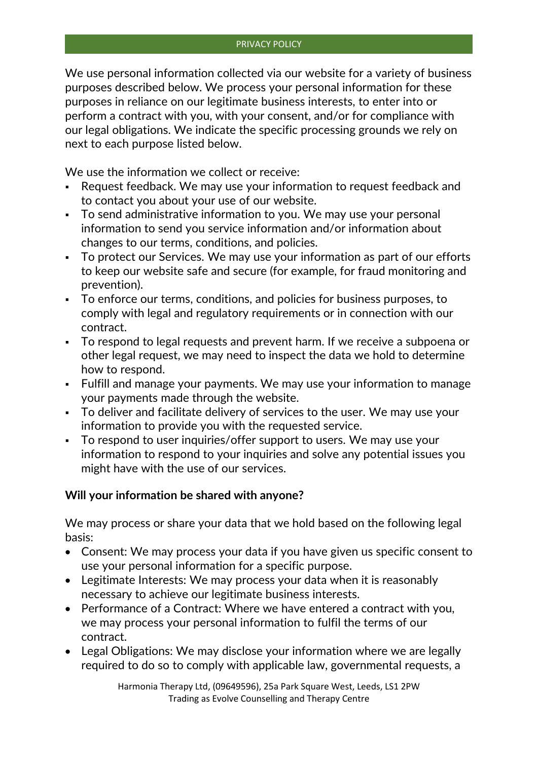We use personal information collected via our website for a variety of business purposes described below. We process your personal information for these purposes in reliance on our legitimate business interests, to enter into or perform a contract with you, with your consent, and/or for compliance with our legal obligations. We indicate the specific processing grounds we rely on next to each purpose listed below.

We use the information we collect or receive:

- Request feedback. We may use your information to request feedback and to contact you about your use of our website.
- To send administrative information to you. We may use your personal information to send you service information and/or information about changes to our terms, conditions, and policies.
- To protect our Services. We may use your information as part of our efforts to keep our website safe and secure (for example, for fraud monitoring and prevention).
- To enforce our terms, conditions, and policies for business purposes, to comply with legal and regulatory requirements or in connection with our contract.
- To respond to legal requests and prevent harm. If we receive a subpoena or other legal request, we may need to inspect the data we hold to determine how to respond.
- Fulfill and manage your payments. We may use your information to manage your payments made through the website.
- To deliver and facilitate delivery of services to the user. We may use your information to provide you with the requested service.
- To respond to user inquiries/offer support to users. We may use your information to respond to your inquiries and solve any potential issues you might have with the use of our services.

**Will your information be shared with anyone?**

We may process or share your data that we hold based on the following legal basis:

- Consent: We may process your data if you have given us specific consent to use your personal information for a specific purpose.
- Legitimate Interests: We may process your data when it is reasonably necessary to achieve our legitimate business interests.
- Performance of a Contract: Where we have entered a contract with you, we may process your personal information to fulfil the terms of our contract.
- Legal Obligations: We may disclose your information where we are legally required to do so to comply with applicable law, governmental requests, a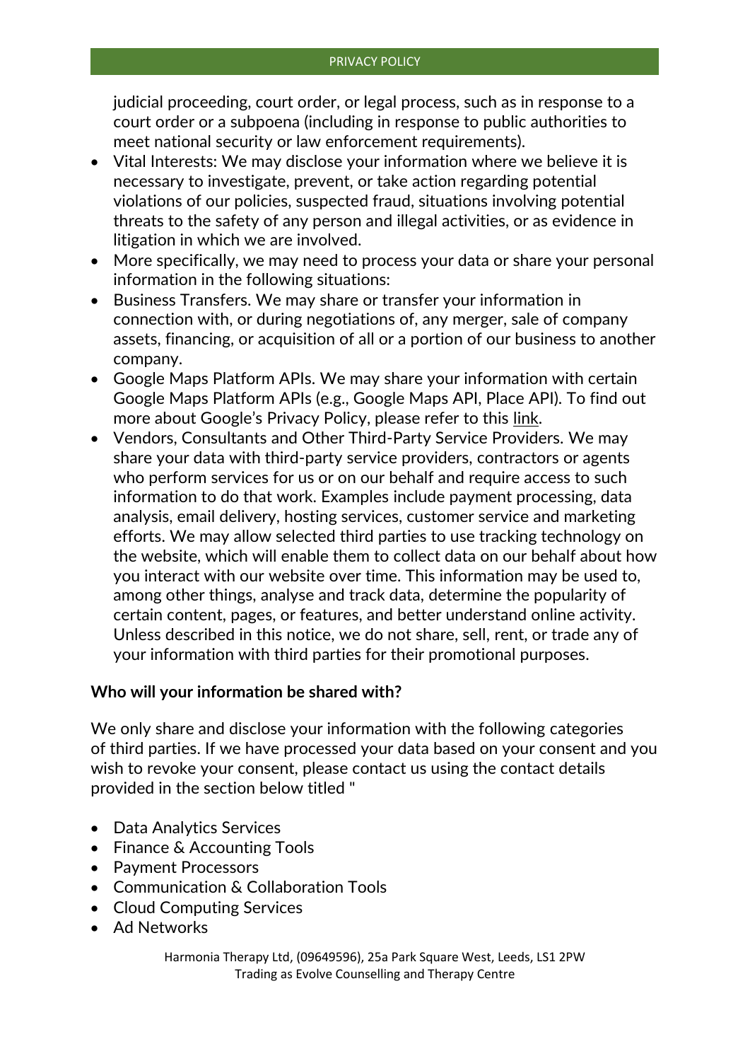judicial proceeding, court order, or legal process, such as in response to a court order or a subpoena (including in response to public authorities to meet national security or law enforcement requirements).

- Vital Interests: We may disclose your information where we believe it is necessary to investigate, prevent, or take action regarding potential violations of our policies, suspected fraud, situations involving potential threats to the safety of any person and illegal activities, or as evidence in litigation in which we are involved.
- More specifically, we may need to process your data or share your personal information in the following situations:
- Business Transfers. We may share or transfer your information in connection with, or during negotiations of, any merger, sale of company assets, financing, or acquisition of all or a portion of our business to another company.
- Google Maps Platform APIs. We may share your information with certain Google Maps Platform APIs (e.g., Google Maps API, Place API). To find out more about Google's Privacy Policy, please refer to this link.
- Vendors, Consultants and Other Third-Party Service Providers. We may share your data with third-party service providers, contractors or agents who perform services for us or on our behalf and require access to such information to do that work. Examples include payment processing, data analysis, email delivery, hosting services, customer service and marketing efforts. We may allow selected third parties to use tracking technology on the website, which will enable them to collect data on our behalf about how you interact with our website over time. This information may be used to, among other things, analyse and track data, determine the popularity of certain content, pages, or features, and better understand online activity. Unless described in this notice, we do not share, sell, rent, or trade any of your information with third parties for their promotional purposes.

**Who will your information be shared with?**

We only share and disclose your information with the following categories of third parties. If we have processed your data based on your consent and you wish to revoke your consent, please contact us using the contact details provided in the section below titled "

- Data Analytics Services
- Finance & Accounting Tools
- Payment Processors
- Communication & Collaboration Tools
- Cloud Computing Services
- Ad Networks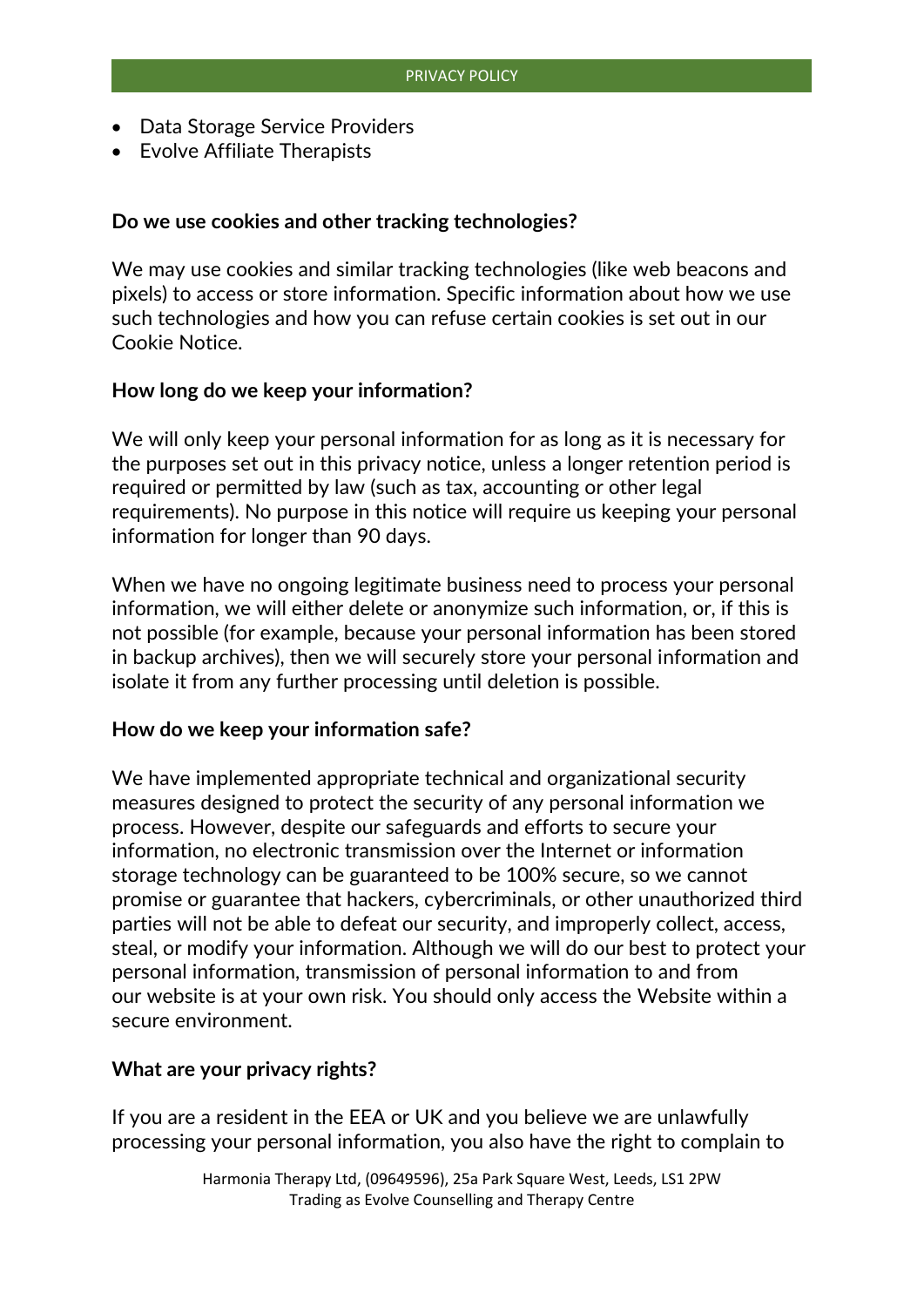- Data Storage Service Providers
- Evolve Affiliate Therapists

**Do we use cookies and other tracking technologies?**

We may use cookies and similar tracking technologies (like web beacons and pixels) to access or store information. Specific information about how we use such technologies and how you can refuse certain cookies is set out in our Cookie Notice.

**How long do we keep your information?**

We will only keep your personal information for as long as it is necessary for the purposes set out in this privacy notice, unless a longer retention period is required or permitted by law (such as tax, accounting or other legal requirements). No purpose in this notice will require us keeping your personal information for longer than 90 days.

When we have no ongoing legitimate business need to process your personal information, we will either delete or anonymize such information, or, if this is not possible (for example, because your personal information has been stored in backup archives), then we will securely store your personal information and isolate it from any further processing until deletion is possible.

**How do we keep your information safe?**

We have implemented appropriate technical and organizational security measures designed to protect the security of any personal information we process. However, despite our safeguards and efforts to secure your information, no electronic transmission over the Internet or information storage technology can be guaranteed to be 100% secure, so we cannot promise or guarantee that hackers, cybercriminals, or other unauthorized third parties will not be able to defeat our security, and improperly collect, access, steal, or modify your information. Although we will do our best to protect your personal information, transmission of personal information to and from our website is at your own risk. You should only access the Website within a secure environment.

**What are your privacy rights?**

If you are a resident in the EEA or UK and you believe we are unlawfully processing your personal information, you also have the right to complain to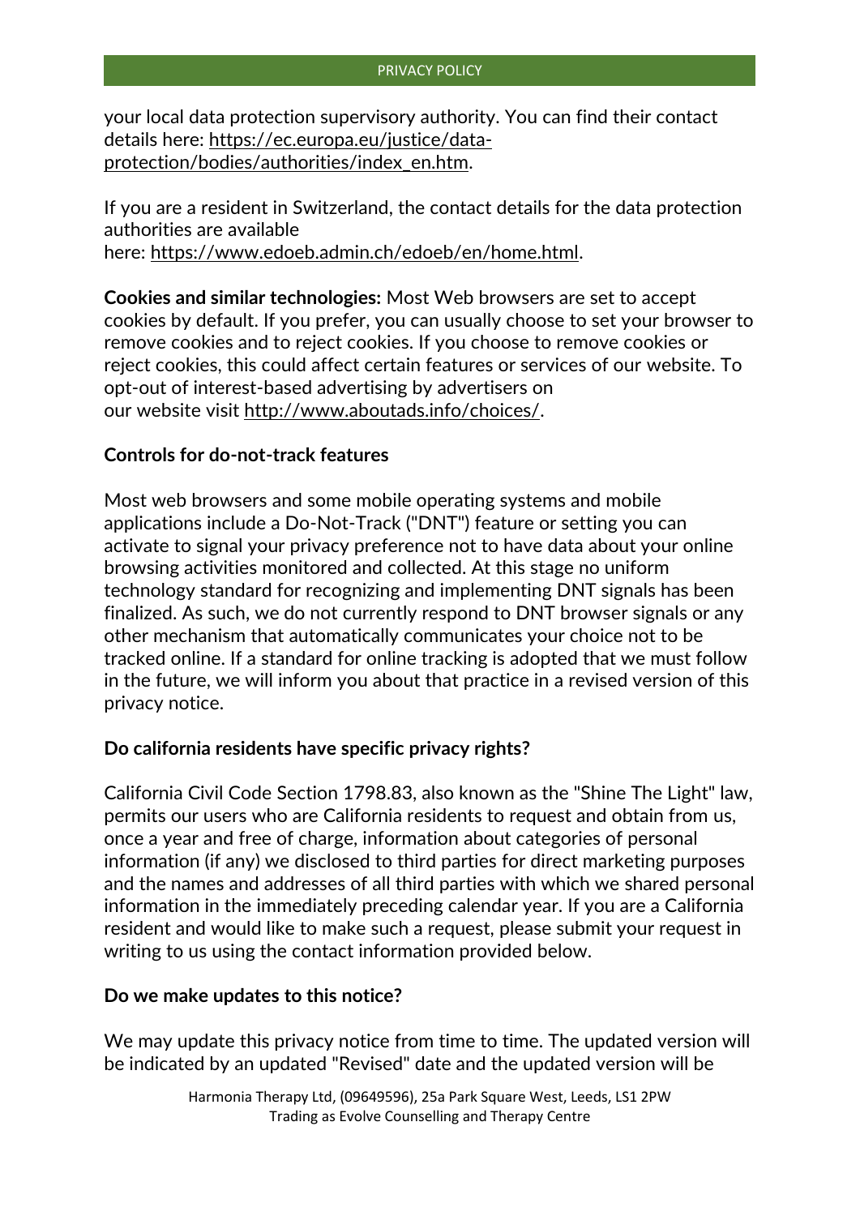your local data protection supervisory authority. You can find their contact details here: https://ec.europa.eu/justice/data-protection/bodies/authorities/index_en.htm.

If you are a resident in Switzerland, the contact details for the data protection authorities are available here: https://www.edoeb.admin.ch/edoeb/en/home.html.

**Cookies and similar technologies:** Most Web browsers are set to accept cookies by default. If you prefer, you can usually choose to set your browser to remove cookies and to reject cookies. If you choose to remove cookies or reject cookies, this could affect certain features or services of our website. To opt-out of interest-based advertising by advertisers on our website visit http://www.aboutads.info/choices/.

**Controls for do-not-track features**

Most web browsers and some mobile operating systems and mobile applications include a Do-Not-Track ("DNT") feature or setting you can activate to signal your privacy preference not to have data about your online browsing activities monitored and collected. At this stage no uniform technology standard for recognizing and implementing DNT signals has been finalized. As such, we do not currently respond to DNT browser signals or any other mechanism that automatically communicates your choice not to be tracked online. If a standard for online tracking is adopted that we must follow in the future, we will inform you about that practice in a revised version of this privacy notice.

**Do california residents have specific privacy rights?**

California Civil Code Section 1798.83, also known as the "Shine The Light" law, permits our users who are California residents to request and obtain from us, once a year and free of charge, information about categories of personal information (if any) we disclosed to third parties for direct marketing purposes and the names and addresses of all third parties with which we shared personal information in the immediately preceding calendar year. If you are a California resident and would like to make such a request, please submit your request in writing to us using the contact information provided below.

**Do we make updates to this notice?**

We may update this privacy notice from time to time. The updated version will be indicated by an updated "Revised" date and the updated version will be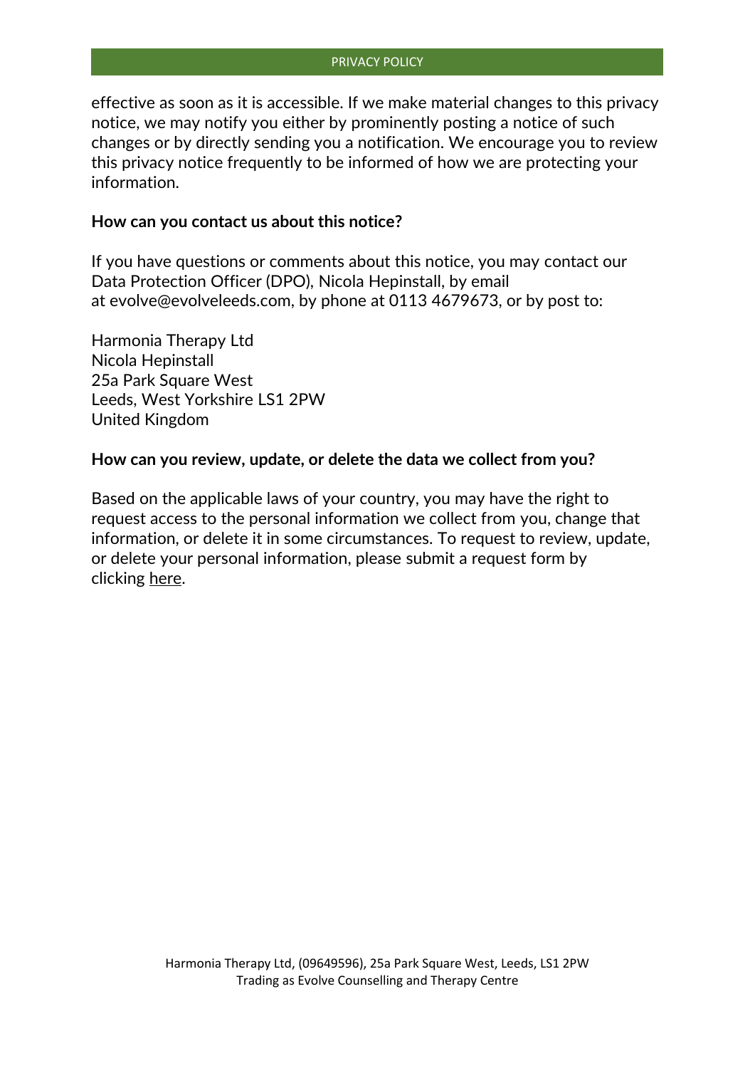effective as soon as it is accessible. If we make material changes to this privacy notice, we may notify you either by prominently posting a notice of such changes or by directly sending you a notification. We encourage you to review this privacy notice frequently to be informed of how we are protecting your information.

**How can you contact us about this notice?**

If you have questions or comments about this notice, you may contact our Data Protection Officer (DPO), Nicola Hepinstall, by email at evolve@evolveleeds.com, by phone at 0113 4679673, or by post to:

Harmonia Therapy Ltd
Nicola Hepinstall
25a Park Square West
Leeds, West Yorkshire LS1 2PW
United Kingdom

**How can you review, update, or delete the data we collect from you?**

Based on the applicable laws of your country, you may have the right to request access to the personal information we collect from you, change that information, or delete it in some circumstances. To request to review, update, or delete your personal information, please submit a request form by clicking here.